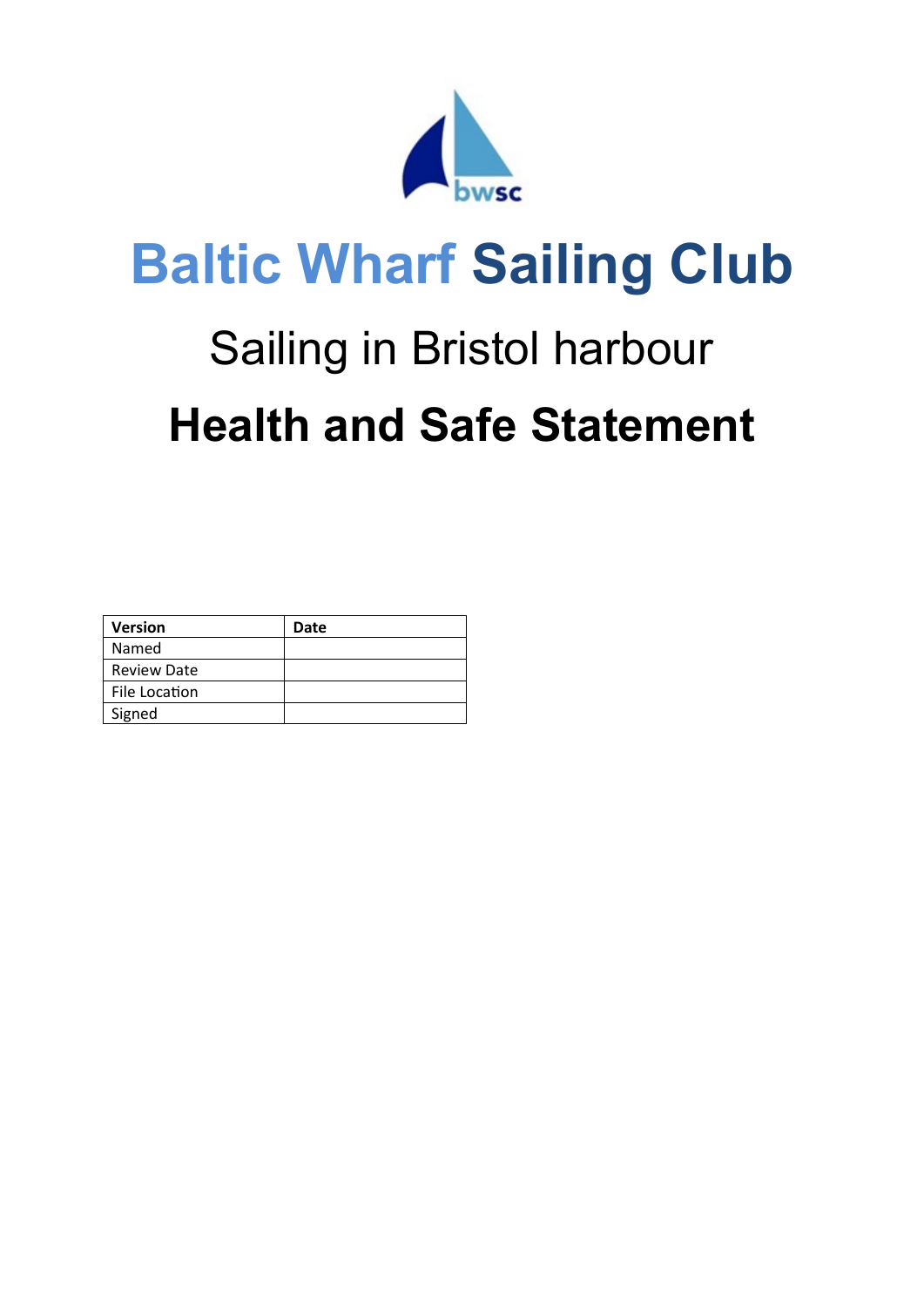bwsc

# Baltic Wharf Sailing Club

## Sailing in Bristol harbour

## Health and Safe Statement

| Version | Date |
|---|---|
| Named | |
| Review Date | |
| File Location | |
| Signed | |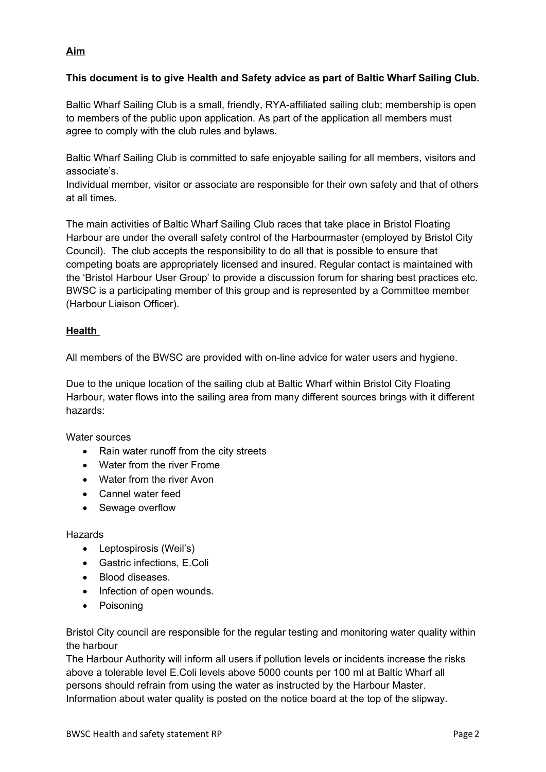**Aim**

**This document is to give Health and Safety advice as part of Baltic Wharf Sailing Club.**

Baltic Wharf Sailing Club is a small, friendly, RYA-affiliated sailing club; membership is open to members of the public upon application. As part of the application all members must agree to comply with the club rules and bylaws.

Baltic Wharf Sailing Club is committed to safe enjoyable sailing for all members, visitors and associate's.
Individual member, visitor or associate are responsible for their own safety and that of others at all times.

The main activities of Baltic Wharf Sailing Club races that take place in Bristol Floating Harbour are under the overall safety control of the Harbourmaster (employed by Bristol City Council). The club accepts the responsibility to do all that is possible to ensure that competing boats are appropriately licensed and insured. Regular contact is maintained with the 'Bristol Harbour User Group' to provide a discussion forum for sharing best practices etc. BWSC is a participating member of this group and is represented by a Committee member (Harbour Liaison Officer).

**Health**

All members of the BWSC are provided with on-line advice for water users and hygiene.

Due to the unique location of the sailing club at Baltic Wharf within Bristol City Floating Harbour, water flows into the sailing area from many different sources brings with it different hazards:

Water sources

- Rain water runoff from the city streets
- Water from the river Frome
- Water from the river Avon
- Cannel water feed
- Sewage overflow

Hazards

- Leptospirosis (Weil's)
- Gastric infections, E.Coli
- Blood diseases.
- Infection of open wounds.
- Poisoning

Bristol City council are responsible for the regular testing and monitoring water quality within the harbour
The Harbour Authority will inform all users if pollution levels or incidents increase the risks above a tolerable level E.Coli levels above 5000 counts per 100 ml at Baltic Wharf all persons should refrain from using the water as instructed by the Harbour Master.
Information about water quality is posted on the notice board at the top of the slipway.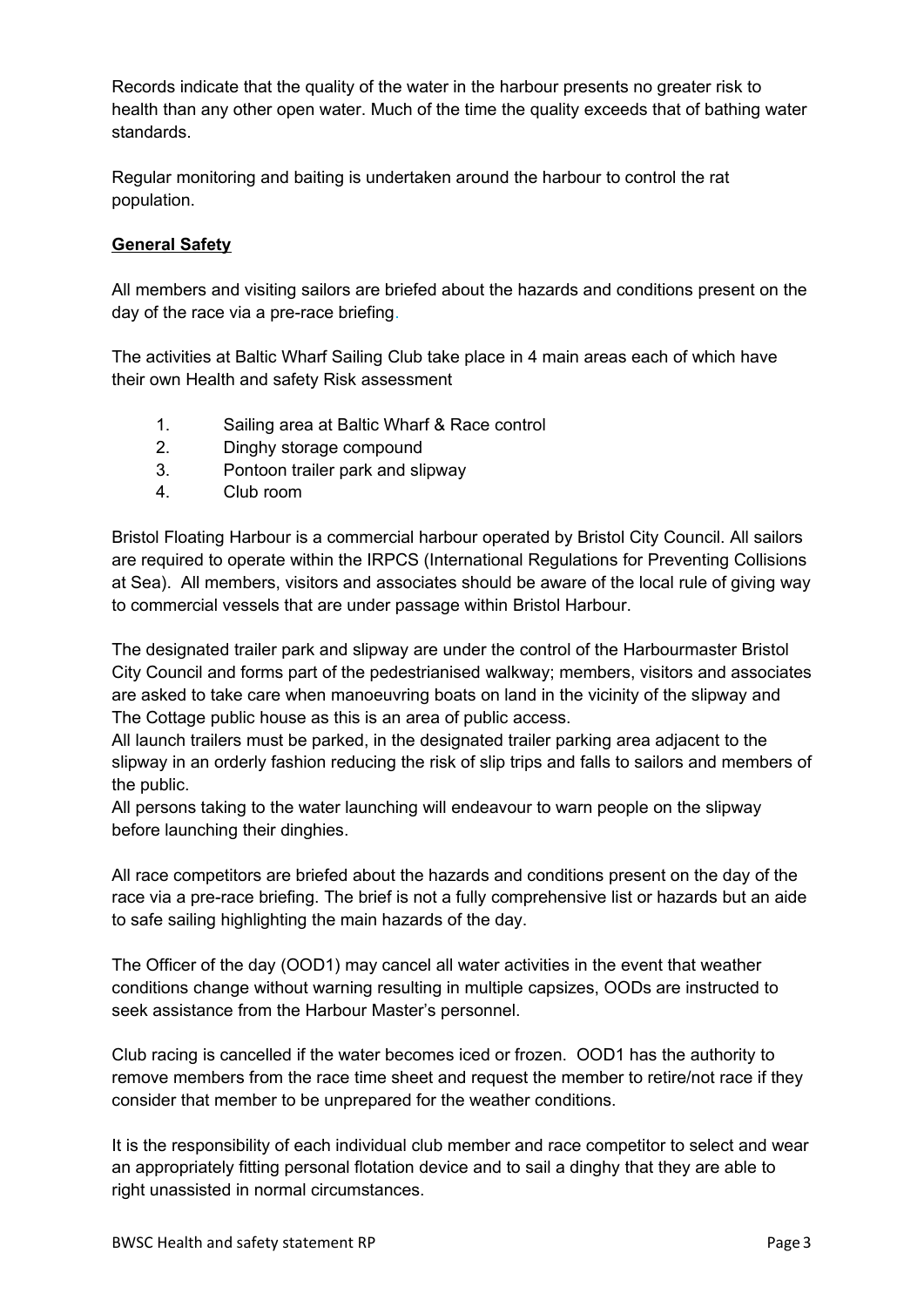Records indicate that the quality of the water in the harbour presents no greater risk to health than any other open water. Much of the time the quality exceeds that of bathing water standards.

Regular monitoring and baiting is undertaken around the harbour to control the rat population.

**General Safety**

All members and visiting sailors are briefed about the hazards and conditions present on the day of the race via a pre-race briefing.

The activities at Baltic Wharf Sailing Club take place in 4 main areas each of which have their own Health and safety Risk assessment

1. Sailing area at Baltic Wharf & Race control
2. Dinghy storage compound
3. Pontoon trailer park and slipway
4. Club room

Bristol Floating Harbour is a commercial harbour operated by Bristol City Council. All sailors are required to operate within the IRPCS (International Regulations for Preventing Collisions at Sea). All members, visitors and associates should be aware of the local rule of giving way to commercial vessels that are under passage within Bristol Harbour.

The designated trailer park and slipway are under the control of the Harbourmaster Bristol City Council and forms part of the pedestrianised walkway; members, visitors and associates are asked to take care when manoeuvring boats on land in the vicinity of the slipway and The Cottage public house as this is an area of public access.
All launch trailers must be parked, in the designated trailer parking area adjacent to the slipway in an orderly fashion reducing the risk of slip trips and falls to sailors and members of the public.
All persons taking to the water launching will endeavour to warn people on the slipway before launching their dinghies.

All race competitors are briefed about the hazards and conditions present on the day of the race via a pre-race briefing. The brief is not a fully comprehensive list or hazards but an aide to safe sailing highlighting the main hazards of the day.

The Officer of the day (OOD1) may cancel all water activities in the event that weather conditions change without warning resulting in multiple capsizes, OODs are instructed to seek assistance from the Harbour Master's personnel.

Club racing is cancelled if the water becomes iced or frozen. OOD1 has the authority to remove members from the race time sheet and request the member to retire/not race if they consider that member to be unprepared for the weather conditions.

It is the responsibility of each individual club member and race competitor to select and wear an appropriately fitting personal flotation device and to sail a dinghy that they are able to right unassisted in normal circumstances.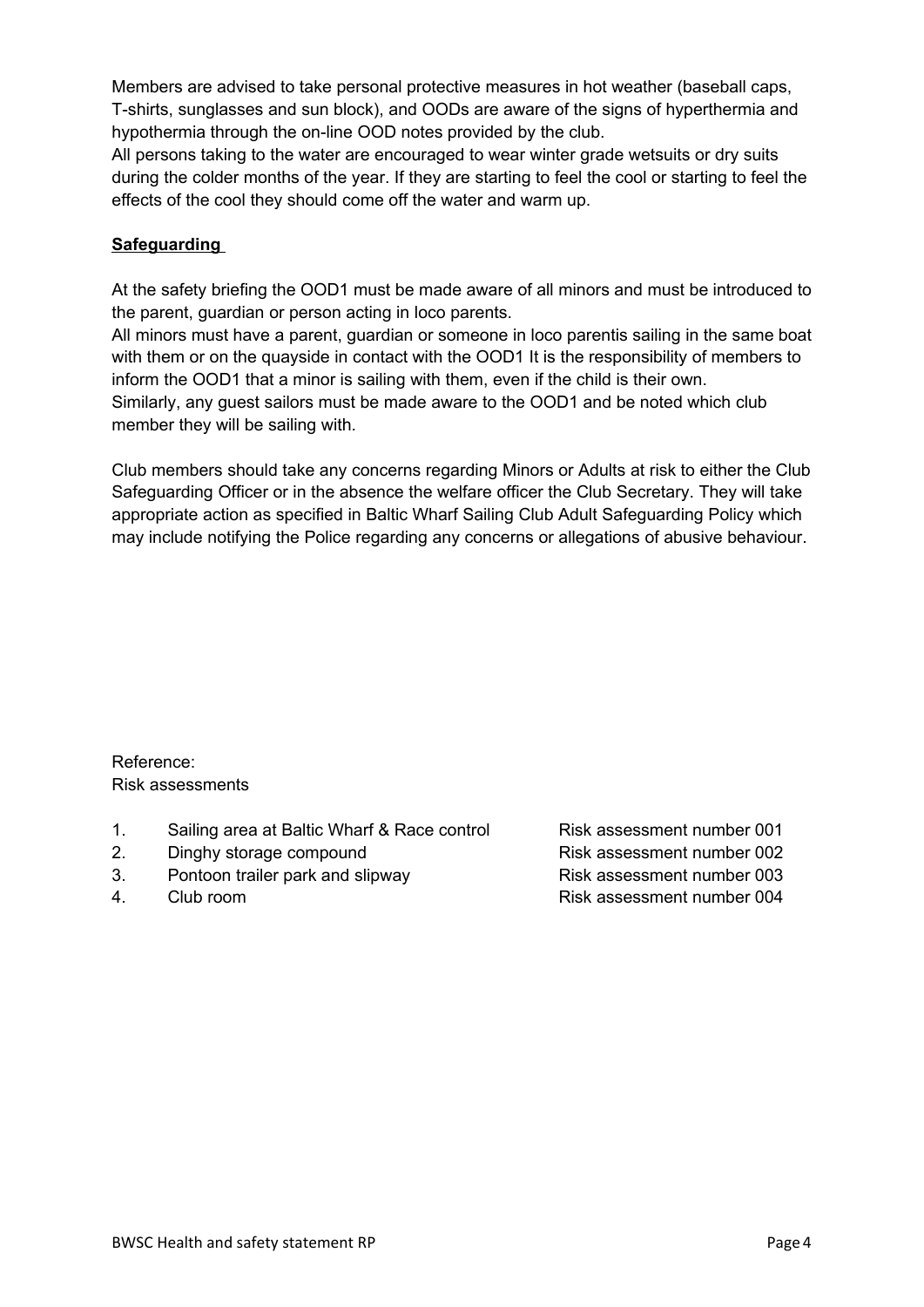Members are advised to take personal protective measures in hot weather (baseball caps, T-shirts, sunglasses and sun block), and OODs are aware of the signs of hyperthermia and hypothermia through the on-line OOD notes provided by the club.
All persons taking to the water are encouraged to wear winter grade wetsuits or dry suits during the colder months of the year. If they are starting to feel the cool or starting to feel the effects of the cool they should come off the water and warm up.

## **Safeguarding**

At the safety briefing the OOD1 must be made aware of all minors and must be introduced to the parent, guardian or person acting in loco parents.
All minors must have a parent, guardian or someone in loco parentis sailing in the same boat with them or on the quayside in contact with the OOD1 It is the responsibility of members to inform the OOD1 that a minor is sailing with them, even if the child is their own.
Similarly, any guest sailors must be made aware to the OOD1 and be noted which club member they will be sailing with.

Club members should take any concerns regarding Minors or Adults at risk to either the Club Safeguarding Officer or in the absence the welfare officer the Club Secretary. They will take appropriate action as specified in Baltic Wharf Sailing Club Adult Safeguarding Policy which may include notifying the Police regarding any concerns or allegations of abusive behaviour.

Reference:
Risk assessments

| | | |
|---|---|---|
| 1. | Sailing area at Baltic Wharf & Race control | Risk assessment number 001 |
| 2. | Dinghy storage compound | Risk assessment number 002 |
| 3. | Pontoon trailer park and slipway | Risk assessment number 003 |
| 4. | Club room | Risk assessment number 004 |